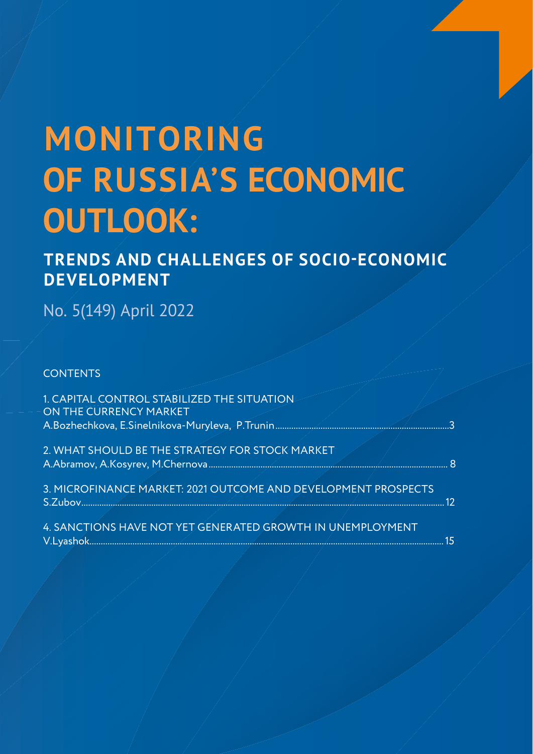# MONITORING OF RUSSIA'S ECONOMIC OUTLOOK:

## TRENDS AND CHALLENGES OF SOCIO-ECONOMIC DEVELOPMENT

No. 5(149) April 2022

CONTENTS

1. CAPITAL CONTROL STABILIZED THE SITUATION ON THE CURRENCY MARKET
A.Bozhechkova, E.Sinelnikova-Muryleva, P.Trunin .......... 3

2. WHAT SHOULD BE THE STRATEGY FOR STOCK MARKET
A.Abramov, A.Kosyrev, M.Chernova .......... 8

3. MICROFINANCE MARKET: 2021 OUTCOME AND DEVELOPMENT PROSPECTS
S.Zubov .......... 12

4. SANCTIONS HAVE NOT YET GENERATED GROWTH IN UNEMPLOYMENT
V.Lyashok .......... 15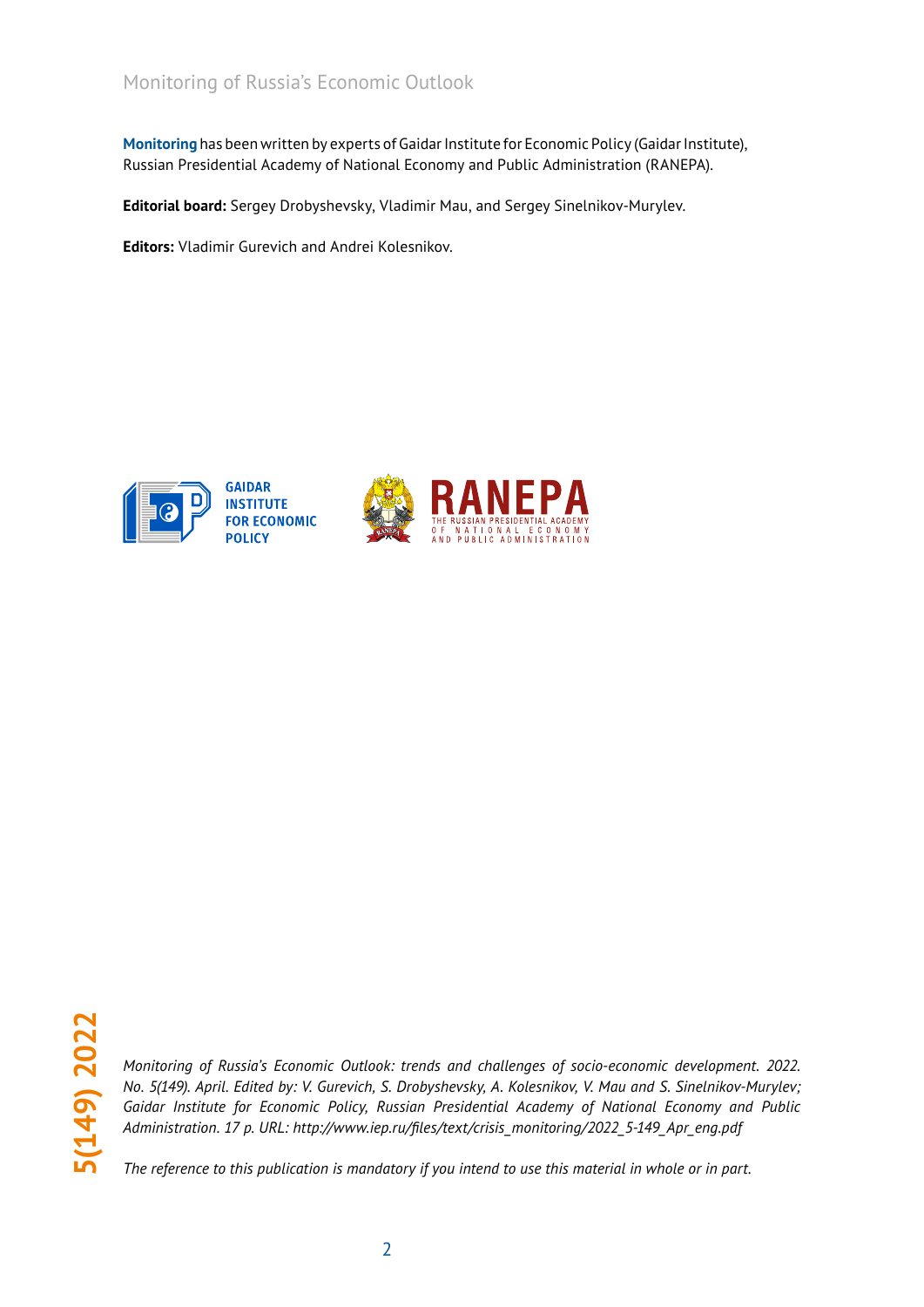**Monitoring** has been written by experts of Gaidar Institute for Economic Policy (Gaidar Institute), Russian Presidential Academy of National Economy and Public Administration (RANEPA).

**Editorial board:** Sergey Drobyshevsky, Vladimir Mau, and Sergey Sinelnikov-Murylev.

**Editors:** Vladimir Gurevich and Andrei Kolesnikov.

GAIDAR INSTITUTE FOR ECONOMIC POLICY

RANEPA THE RUSSIAN PRESIDENTIAL ACADEMY OF NATIONAL ECONOMY AND PUBLIC ADMINISTRATION

*Monitoring of Russia's Economic Outlook: trends and challenges of socio-economic development. 2022. No. 5(149). April. Edited by: V. Gurevich, S. Drobyshevsky, A. Kolesnikov, V. Mau and S. Sinelnikov-Murylev; Gaidar Institute for Economic Policy, Russian Presidential Academy of National Economy and Public Administration. 17 p. URL: http://www.iep.ru/files/text/crisis_monitoring/2022_5-149_Apr_eng.pdf*

*The reference to this publication is mandatory if you intend to use this material in whole or in part.*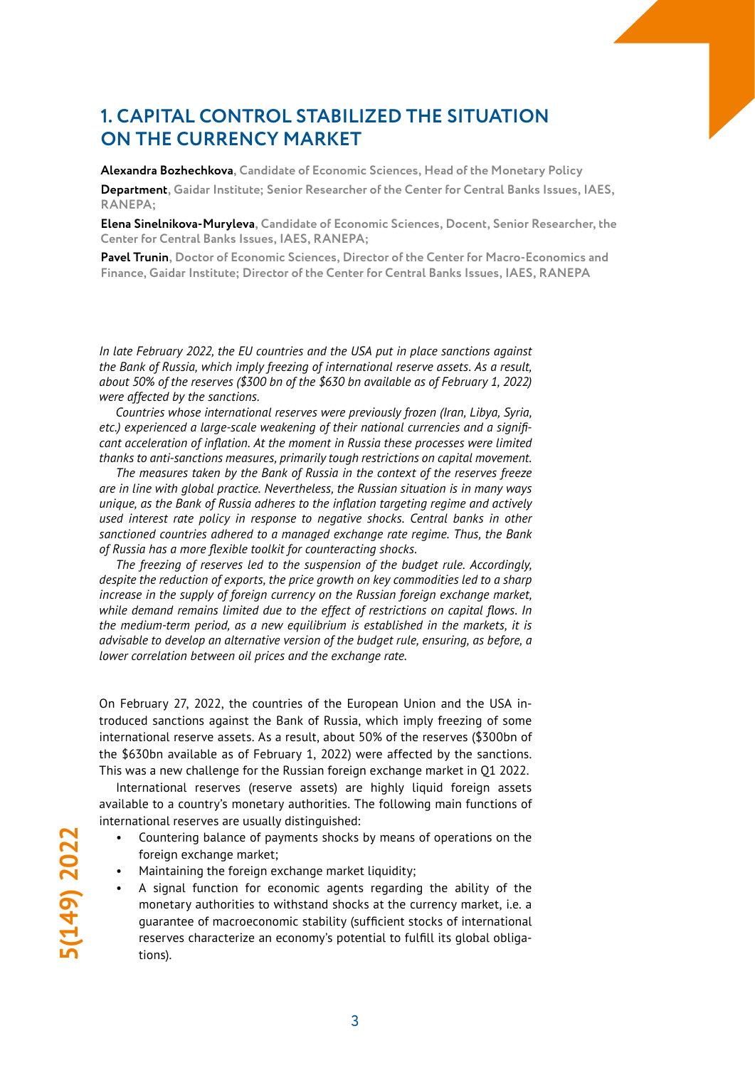# 1. CAPITAL CONTROL STABILIZED THE SITUATION ON THE CURRENCY MARKET

**Alexandra Bozhechkova**, Candidate of Economic Sciences, Head of the Monetary Policy **Department**, Gaidar Institute; Senior Researcher of the Center for Central Banks Issues, IAES, RANEPA;

**Elena Sinelnikova-Muryleva**, Candidate of Economic Sciences, Docent, Senior Researcher, the Center for Central Banks Issues, IAES, RANEPA;

**Pavel Trunin**, Doctor of Economic Sciences, Director of the Center for Macro-Economics and Finance, Gaidar Institute; Director of the Center for Central Banks Issues, IAES, RANEPA

*In late February 2022, the EU countries and the USA put in place sanctions against the Bank of Russia, which imply freezing of international reserve assets. As a result, about 50% of the reserves ($300 bn of the $630 bn available as of February 1, 2022) were affected by the sanctions.*

*Countries whose international reserves were previously frozen (Iran, Libya, Syria, etc.) experienced a large-scale weakening of their national currencies and a significant acceleration of inflation. At the moment in Russia these processes were limited thanks to anti-sanctions measures, primarily tough restrictions on capital movement.*

*The measures taken by the Bank of Russia in the context of the reserves freeze are in line with global practice. Nevertheless, the Russian situation is in many ways unique, as the Bank of Russia adheres to the inflation targeting regime and actively used interest rate policy in response to negative shocks. Central banks in other sanctioned countries adhered to a managed exchange rate regime. Thus, the Bank of Russia has a more flexible toolkit for counteracting shocks.*

*The freezing of reserves led to the suspension of the budget rule. Accordingly, despite the reduction of exports, the price growth on key commodities led to a sharp increase in the supply of foreign currency on the Russian foreign exchange market, while demand remains limited due to the effect of restrictions on capital flows. In the medium-term period, as a new equilibrium is established in the markets, it is advisable to develop an alternative version of the budget rule, ensuring, as before, a lower correlation between oil prices and the exchange rate.*

On February 27, 2022, the countries of the European Union and the USA introduced sanctions against the Bank of Russia, which imply freezing of some international reserve assets. As a result, about 50% of the reserves ($300bn of the $630bn available as of February 1, 2022) were affected by the sanctions. This was a new challenge for the Russian foreign exchange market in Q1 2022.

International reserves (reserve assets) are highly liquid foreign assets available to a country's monetary authorities. The following main functions of international reserves are usually distinguished:

- Countering balance of payments shocks by means of operations on the foreign exchange market;
- Maintaining the foreign exchange market liquidity;
- A signal function for economic agents regarding the ability of the monetary authorities to withstand shocks at the currency market, i.e. a guarantee of macroeconomic stability (sufficient stocks of international reserves characterize an economy's potential to fulfill its global obligations).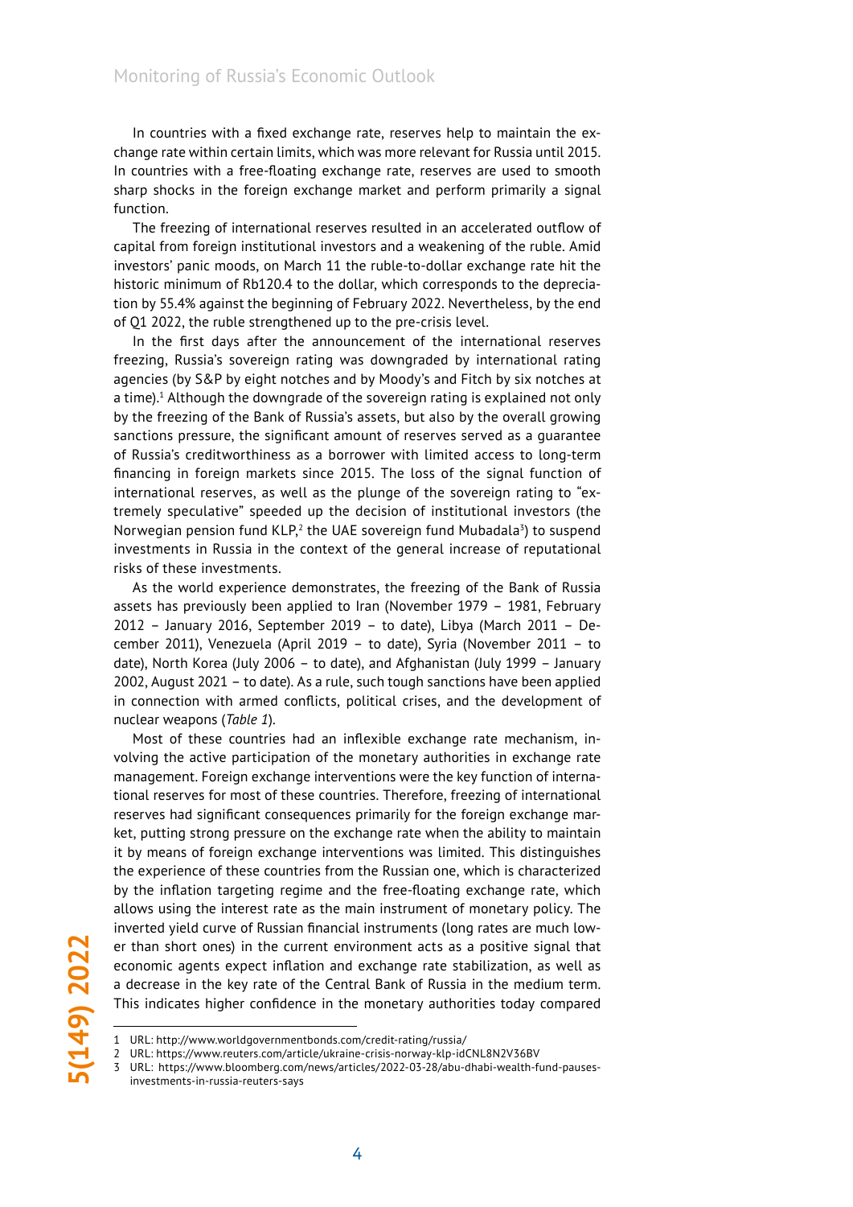In countries with a fixed exchange rate, reserves help to maintain the exchange rate within certain limits, which was more relevant for Russia until 2015. In countries with a free-floating exchange rate, reserves are used to smooth sharp shocks in the foreign exchange market and perform primarily a signal function.

The freezing of international reserves resulted in an accelerated outflow of capital from foreign institutional investors and a weakening of the ruble. Amid investors' panic moods, on March 11 the ruble-to-dollar exchange rate hit the historic minimum of Rb120.4 to the dollar, which corresponds to the depreciation by 55.4% against the beginning of February 2022. Nevertheless, by the end of Q1 2022, the ruble strengthened up to the pre-crisis level.

In the first days after the announcement of the international reserves freezing, Russia's sovereign rating was downgraded by international rating agencies (by S&P by eight notches and by Moody's and Fitch by six notches at a time).[1] Although the downgrade of the sovereign rating is explained not only by the freezing of the Bank of Russia's assets, but also by the overall growing sanctions pressure, the significant amount of reserves served as a guarantee of Russia's creditworthiness as a borrower with limited access to long-term financing in foreign markets since 2015. The loss of the signal function of international reserves, as well as the plunge of the sovereign rating to "extremely speculative" speeded up the decision of institutional investors (the Norwegian pension fund KLP,[2] the UAE sovereign fund Mubadala[3]) to suspend investments in Russia in the context of the general increase of reputational risks of these investments.

As the world experience demonstrates, the freezing of the Bank of Russia assets has previously been applied to Iran (November 1979 – 1981, February 2012 – January 2016, September 2019 – to date), Libya (March 2011 – December 2011), Venezuela (April 2019 – to date), Syria (November 2011 – to date), North Korea (July 2006 – to date), and Afghanistan (July 1999 – January 2002, August 2021 – to date). As a rule, such tough sanctions have been applied in connection with armed conflicts, political crises, and the development of nuclear weapons (*Table 1*).

Most of these countries had an inflexible exchange rate mechanism, involving the active participation of the monetary authorities in exchange rate management. Foreign exchange interventions were the key function of international reserves for most of these countries. Therefore, freezing of international reserves had significant consequences primarily for the foreign exchange market, putting strong pressure on the exchange rate when the ability to maintain it by means of foreign exchange interventions was limited. This distinguishes the experience of these countries from the Russian one, which is characterized by the inflation targeting regime and the free-floating exchange rate, which allows using the interest rate as the main instrument of monetary policy. The inverted yield curve of Russian financial instruments (long rates are much lower than short ones) in the current environment acts as a positive signal that economic agents expect inflation and exchange rate stabilization, as well as a decrease in the key rate of the Central Bank of Russia in the medium term. This indicates higher confidence in the monetary authorities today compared

1 URL: http://www.worldgovernmentbonds.com/credit-rating/russia/
2 URL: https://www.reuters.com/article/ukraine-crisis-norway-klp-idCNL8N2V36BV
3 URL: https://www.bloomberg.com/news/articles/2022-03-28/abu-dhabi-wealth-fund-pauses-investments-in-russia-reuters-says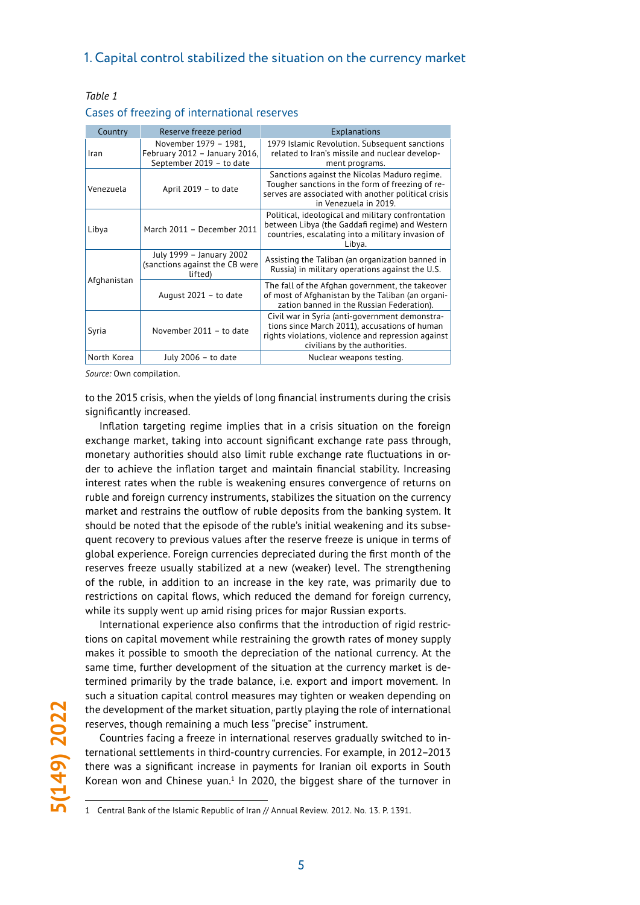## 1. Capital control stabilized the situation on the currency market

*Table 1*

Cases of freezing of international reserves

| Country | Reserve freeze period | Explanations |
|---|---|---|
| Iran | November 1979 – 1981, February 2012 – January 2016, September 2019 – to date | 1979 Islamic Revolution. Subsequent sanctions related to Iran's missile and nuclear development programs. |
| Venezuela | April 2019 – to date | Sanctions against the Nicolas Maduro regime. Tougher sanctions in the form of freezing of reserves are associated with another political crisis in Venezuela in 2019. |
| Libya | March 2011 – December 2011 | Political, ideological and military confrontation between Libya (the Gaddafi regime) and Western countries, escalating into a military invasion of Libya. |
| Afghanistan | July 1999 – January 2002 (sanctions against the CB were lifted) | Assisting the Taliban (an organization banned in Russia) in military operations against the U.S. |
| | August 2021 – to date | The fall of the Afghan government, the takeover of most of Afghanistan by the Taliban (an organization banned in the Russian Federation). |
| Syria | November 2011 – to date | Civil war in Syria (anti-government demonstrations since March 2011), accusations of human rights violations, violence and repression against civilians by the authorities. |
| North Korea | July 2006 – to date | Nuclear weapons testing. |

*Source:* Own compilation.

to the 2015 crisis, when the yields of long financial instruments during the crisis significantly increased.

Inflation targeting regime implies that in a crisis situation on the foreign exchange market, taking into account significant exchange rate pass through, monetary authorities should also limit ruble exchange rate fluctuations in order to achieve the inflation target and maintain financial stability. Increasing interest rates when the ruble is weakening ensures convergence of returns on ruble and foreign currency instruments, stabilizes the situation on the currency market and restrains the outflow of ruble deposits from the banking system. It should be noted that the episode of the ruble's initial weakening and its subsequent recovery to previous values after the reserve freeze is unique in terms of global experience. Foreign currencies depreciated during the first month of the reserves freeze usually stabilized at a new (weaker) level. The strengthening of the ruble, in addition to an increase in the key rate, was primarily due to restrictions on capital flows, which reduced the demand for foreign currency, while its supply went up amid rising prices for major Russian exports.

International experience also confirms that the introduction of rigid restrictions on capital movement while restraining the growth rates of money supply makes it possible to smooth the depreciation of the national currency. At the same time, further development of the situation at the currency market is determined primarily by the trade balance, i.e. export and import movement. In such a situation capital control measures may tighten or weaken depending on the development of the market situation, partly playing the role of international reserves, though remaining a much less "precise" instrument.

Countries facing a freeze in international reserves gradually switched to international settlements in third-country currencies. For example, in 2012–2013 there was a significant increase in payments for Iranian oil exports in South Korean won and Chinese yuan.[1] In 2020, the biggest share of the turnover in

1 Central Bank of the Islamic Republic of Iran // Annual Review. 2012. No. 13. P. 1391.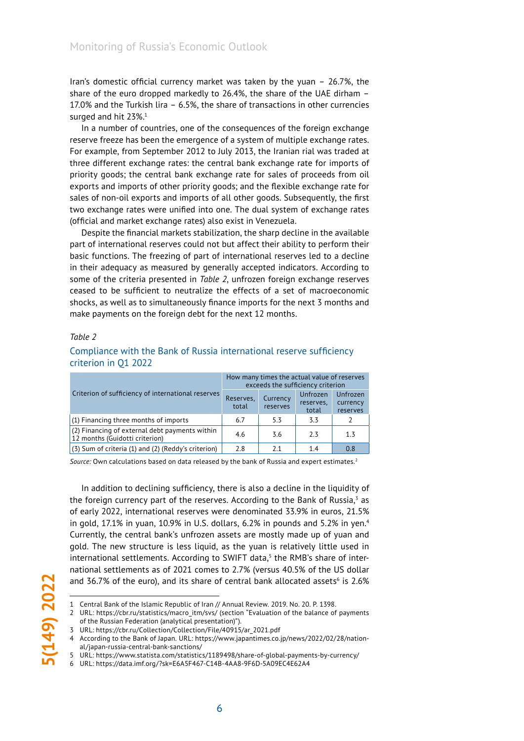Iran's domestic official currency market was taken by the yuan – 26.7%, the share of the euro dropped markedly to 26.4%, the share of the UAE dirham – 17.0% and the Turkish lira – 6.5%, the share of transactions in other currencies surged and hit 23%.[1]

In a number of countries, one of the consequences of the foreign exchange reserve freeze has been the emergence of a system of multiple exchange rates. For example, from September 2012 to July 2013, the Iranian rial was traded at three different exchange rates: the central bank exchange rate for imports of priority goods; the central bank exchange rate for sales of proceeds from oil exports and imports of other priority goods; and the flexible exchange rate for sales of non-oil exports and imports of all other goods. Subsequently, the first two exchange rates were unified into one. The dual system of exchange rates (official and market exchange rates) also exist in Venezuela.

Despite the financial markets stabilization, the sharp decline in the available part of international reserves could not but affect their ability to perform their basic functions. The freezing of part of international reserves led to a decline in their adequacy as measured by generally accepted indicators. According to some of the criteria presented in *Table 2*, unfrozen foreign exchange reserves ceased to be sufficient to neutralize the effects of a set of macroeconomic shocks, as well as to simultaneously finance imports for the next 3 months and make payments on the foreign debt for the next 12 months.

*Table 2*

## Compliance with the Bank of Russia international reserve sufficiency criterion in Q1 2022

| Criterion of sufficiency of international reserves | How many times the actual value of reserves exceeds the sufficiency criterion | | | |
|---|---|---|---|---|
| | Reserves, total | Currency reserves | Unfrozen reserves, total | Unfrozen currency reserves |
| (1) Financing three months of imports | 6.7 | 5.3 | 3.3 | 2 |
| (2) Financing of external debt payments within 12 months (Guidotti criterion) | 4.6 | 3.6 | 2.3 | 1.3 |
| (3) Sum of criteria (1) and (2) (Reddy's criterion) | 2.8 | 2.1 | 1.4 | 0.8 |

*Source:* Own calculations based on data released by the bank of Russia and expert estimates.[2]

In addition to declining sufficiency, there is also a decline in the liquidity of the foreign currency part of the reserves. According to the Bank of Russia,[3] as of early 2022, international reserves were denominated 33.9% in euros, 21.5% in gold, 17.1% in yuan, 10.9% in U.S. dollars, 6.2% in pounds and 5.2% in yen.[4] Currently, the central bank's unfrozen assets are mostly made up of yuan and gold. The new structure is less liquid, as the yuan is relatively little used in international settlements. According to SWIFT data,[5] the RMB's share of international settlements as of 2021 comes to 2.7% (versus 40.5% of the US dollar and 36.7% of the euro), and its share of central bank allocated assets[6] is 2.6%

---

1 Central Bank of the Islamic Republic of Iran // Annual Review. 2019. No. 20. P. 1398.

2 URL: https://cbr.ru/statistics/macro_itm/svs/ (section "Evaluation of the balance of payments of the Russian Federation (analytical presentation)").

3 URL: https://cbr.ru/Collection/Collection/File/40915/ar_2021.pdf

4 According to the Bank of Japan. URL: https://www.japantimes.co.jp/news/2022/02/28/national/japan-russia-central-bank-sanctions/

5 URL: https://www.statista.com/statistics/1189498/share-of-global-payments-by-currency/

6 URL: https://data.imf.org/?sk=E6A5F467-C14B-4AA8-9F6D-5A09EC4E62A4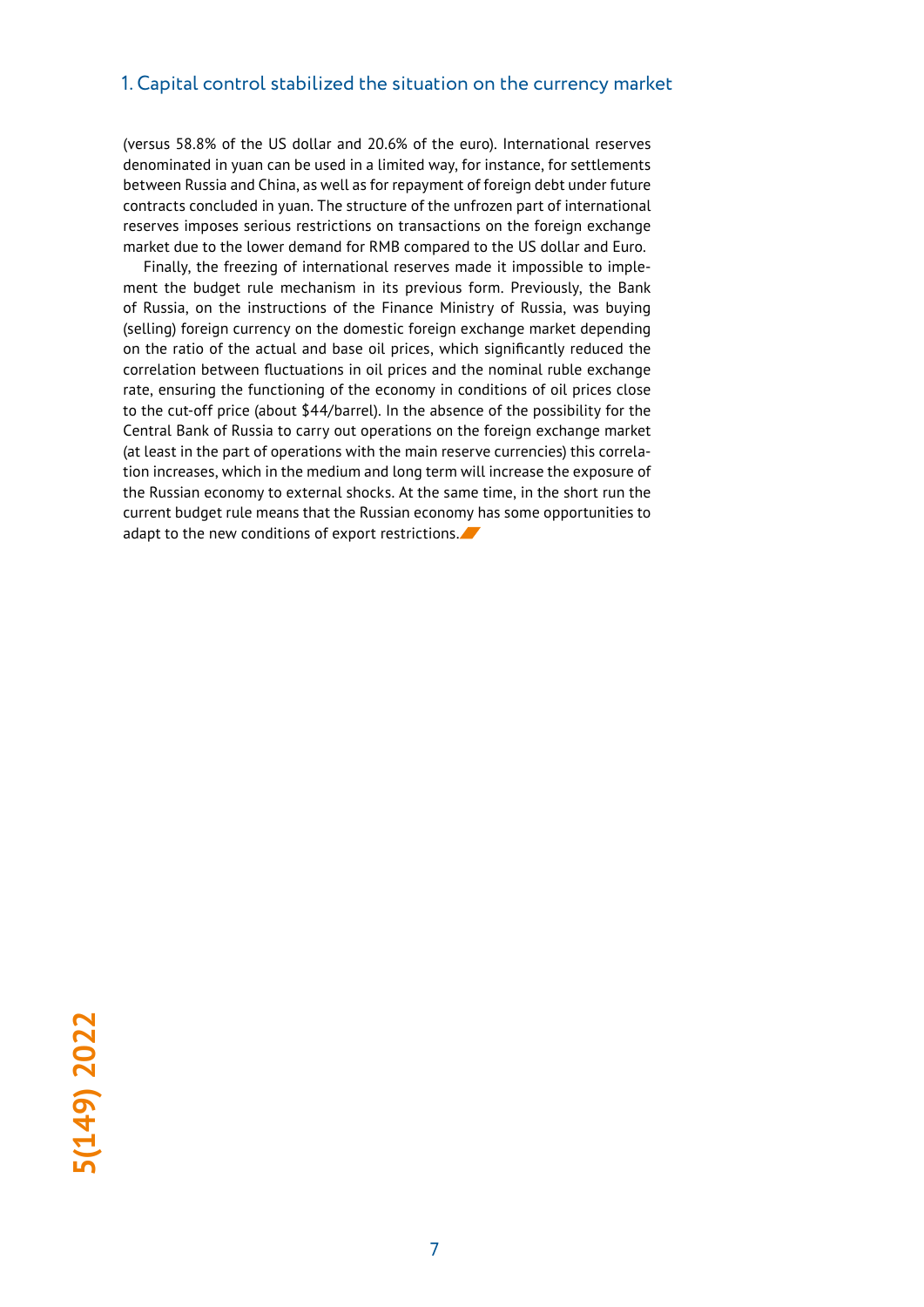(versus 58.8% of the US dollar and 20.6% of the euro). International reserves denominated in yuan can be used in a limited way, for instance, for settlements between Russia and China, as well as for repayment of foreign debt under future contracts concluded in yuan. The structure of the unfrozen part of international reserves imposes serious restrictions on transactions on the foreign exchange market due to the lower demand for RMB compared to the US dollar and Euro.

Finally, the freezing of international reserves made it impossible to implement the budget rule mechanism in its previous form. Previously, the Bank of Russia, on the instructions of the Finance Ministry of Russia, was buying (selling) foreign currency on the domestic foreign exchange market depending on the ratio of the actual and base oil prices, which significantly reduced the correlation between fluctuations in oil prices and the nominal ruble exchange rate, ensuring the functioning of the economy in conditions of oil prices close to the cut-off price (about $44/barrel). In the absence of the possibility for the Central Bank of Russia to carry out operations on the foreign exchange market (at least in the part of operations with the main reserve currencies) this correlation increases, which in the medium and long term will increase the exposure of the Russian economy to external shocks. At the same time, in the short run the current budget rule means that the Russian economy has some opportunities to adapt to the new conditions of export restrictions.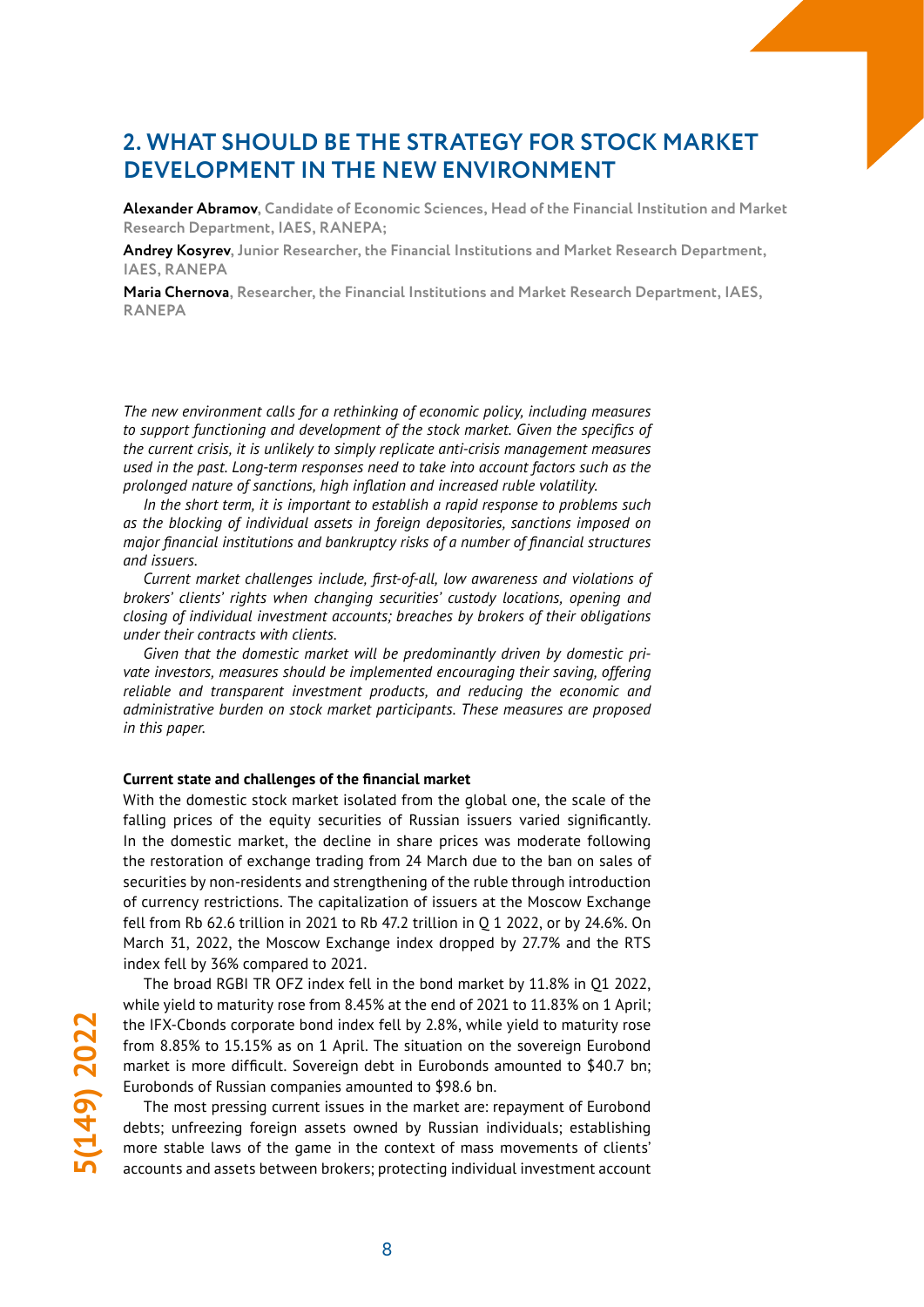## 2. WHAT SHOULD BE THE STRATEGY FOR STOCK MARKET DEVELOPMENT IN THE NEW ENVIRONMENT

**Alexander Abramov**, Candidate of Economic Sciences, Head of the Financial Institution and Market Research Department, IAES, RANEPA;

**Andrey Kosyrev**, Junior Researcher, the Financial Institutions and Market Research Department, IAES, RANEPA

**Maria Chernova**, Researcher, the Financial Institutions and Market Research Department, IAES, RANEPA

*The new environment calls for a rethinking of economic policy, including measures to support functioning and development of the stock market. Given the specifics of the current crisis, it is unlikely to simply replicate anti-crisis management measures used in the past. Long-term responses need to take into account factors such as the prolonged nature of sanctions, high inflation and increased ruble volatility.*

*In the short term, it is important to establish a rapid response to problems such as the blocking of individual assets in foreign depositories, sanctions imposed on major financial institutions and bankruptcy risks of a number of financial structures and issuers.*

*Current market challenges include, first-of-all, low awareness and violations of brokers' clients' rights when changing securities' custody locations, opening and closing of individual investment accounts; breaches by brokers of their obligations under their contracts with clients.*

*Given that the domestic market will be predominantly driven by domestic private investors, measures should be implemented encouraging their saving, offering reliable and transparent investment products, and reducing the economic and administrative burden on stock market participants. These measures are proposed in this paper.*

**Current state and challenges of the financial market**

With the domestic stock market isolated from the global one, the scale of the falling prices of the equity securities of Russian issuers varied significantly. In the domestic market, the decline in share prices was moderate following the restoration of exchange trading from 24 March due to the ban on sales of securities by non-residents and strengthening of the ruble through introduction of currency restrictions. The capitalization of issuers at the Moscow Exchange fell from Rb 62.6 trillion in 2021 to Rb 47.2 trillion in Q 1 2022, or by 24.6%. On March 31, 2022, the Moscow Exchange index dropped by 27.7% and the RTS index fell by 36% compared to 2021.

The broad RGBI TR OFZ index fell in the bond market by 11.8% in Q1 2022, while yield to maturity rose from 8.45% at the end of 2021 to 11.83% on 1 April; the IFX-Cbonds corporate bond index fell by 2.8%, while yield to maturity rose from 8.85% to 15.15% as on 1 April. The situation on the sovereign Eurobond market is more difficult. Sovereign debt in Eurobonds amounted to $40.7 bn; Eurobonds of Russian companies amounted to $98.6 bn.

The most pressing current issues in the market are: repayment of Eurobond debts; unfreezing foreign assets owned by Russian individuals; establishing more stable laws of the game in the context of mass movements of clients' accounts and assets between brokers; protecting individual investment account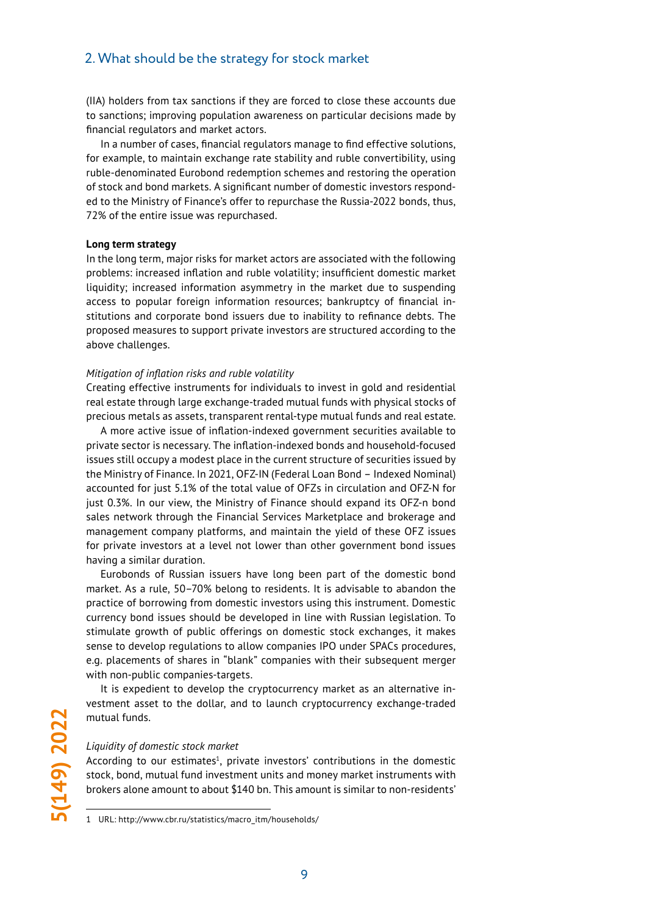(IIA) holders from tax sanctions if they are forced to close these accounts due to sanctions; improving population awareness on particular decisions made by financial regulators and market actors.

In a number of cases, financial regulators manage to find effective solutions, for example, to maintain exchange rate stability and ruble convertibility, using ruble-denominated Eurobond redemption schemes and restoring the operation of stock and bond markets. A significant number of domestic investors responded to the Ministry of Finance's offer to repurchase the Russia-2022 bonds, thus, 72% of the entire issue was repurchased.

**Long term strategy**

In the long term, major risks for market actors are associated with the following problems: increased inflation and ruble volatility; insufficient domestic market liquidity; increased information asymmetry in the market due to suspending access to popular foreign information resources; bankruptcy of financial institutions and corporate bond issuers due to inability to refinance debts. The proposed measures to support private investors are structured according to the above challenges.

*Mitigation of inflation risks and ruble volatility*

Creating effective instruments for individuals to invest in gold and residential real estate through large exchange-traded mutual funds with physical stocks of precious metals as assets, transparent rental-type mutual funds and real estate.

A more active issue of inflation-indexed government securities available to private sector is necessary. The inflation-indexed bonds and household-focused issues still occupy a modest place in the current structure of securities issued by the Ministry of Finance. In 2021, OFZ-IN (Federal Loan Bond – Indexed Nominal) accounted for just 5.1% of the total value of OFZs in circulation and OFZ-N for just 0.3%. In our view, the Ministry of Finance should expand its OFZ-n bond sales network through the Financial Services Marketplace and brokerage and management company platforms, and maintain the yield of these OFZ issues for private investors at a level not lower than other government bond issues having a similar duration.

Eurobonds of Russian issuers have long been part of the domestic bond market. As a rule, 50–70% belong to residents. It is advisable to abandon the practice of borrowing from domestic investors using this instrument. Domestic currency bond issues should be developed in line with Russian legislation. To stimulate growth of public offerings on domestic stock exchanges, it makes sense to develop regulations to allow companies IPO under SPACs procedures, e.g. placements of shares in "blank" companies with their subsequent merger with non-public companies-targets.

It is expedient to develop the cryptocurrency market as an alternative investment asset to the dollar, and to launch cryptocurrency exchange-traded mutual funds.

*Liquidity of domestic stock market*

According to our estimates[1], private investors' contributions in the domestic stock, bond, mutual fund investment units and money market instruments with brokers alone amount to about $140 bn. This amount is similar to non-residents'

1 URL: http://www.cbr.ru/statistics/macro_itm/households/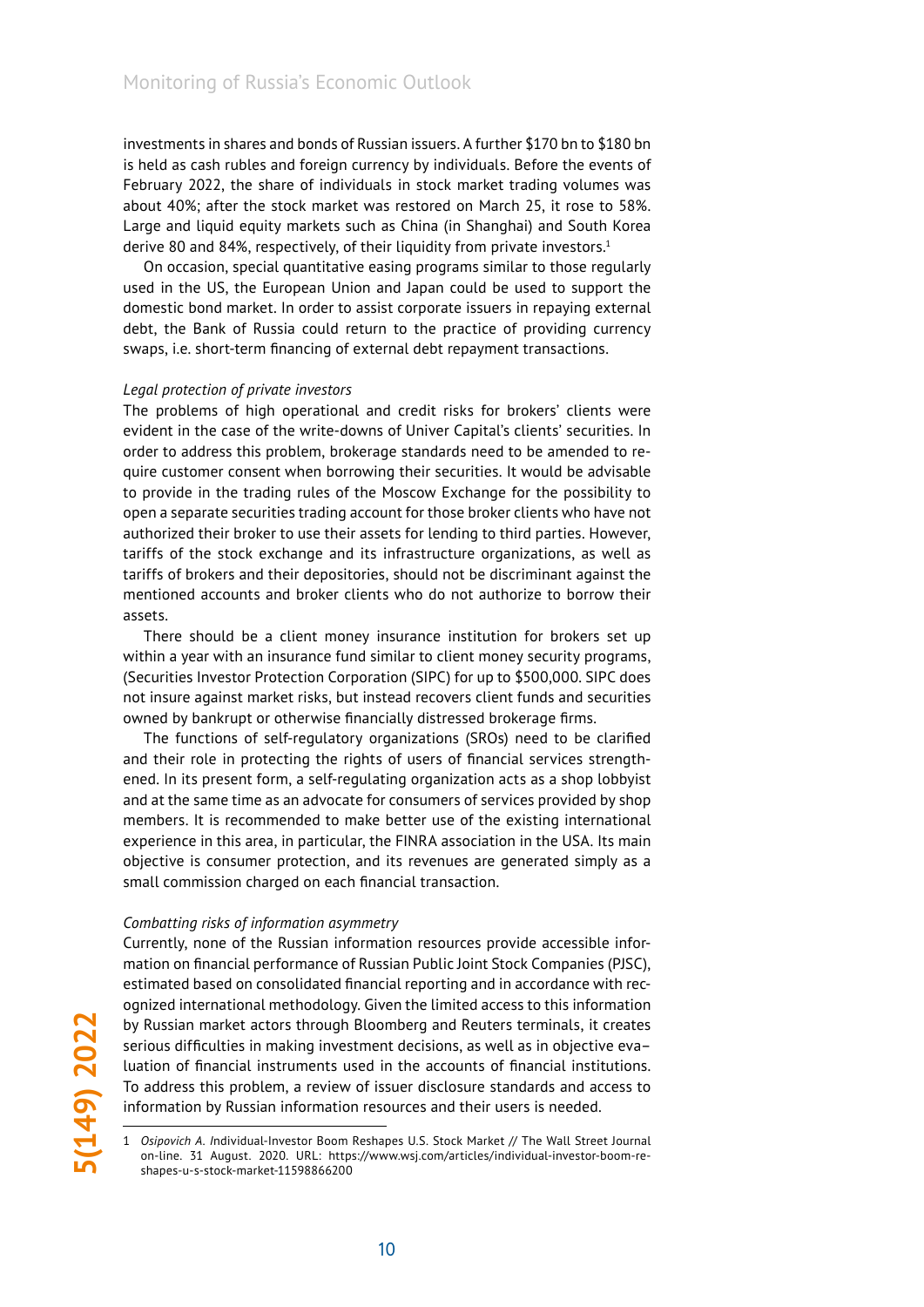investments in shares and bonds of Russian issuers. A further $170 bn to $180 bn is held as cash rubles and foreign currency by individuals. Before the events of February 2022, the share of individuals in stock market trading volumes was about 40%; after the stock market was restored on March 25, it rose to 58%. Large and liquid equity markets such as China (in Shanghai) and South Korea derive 80 and 84%, respectively, of their liquidity from private investors.[1]

On occasion, special quantitative easing programs similar to those regularly used in the US, the European Union and Japan could be used to support the domestic bond market. In order to assist corporate issuers in repaying external debt, the Bank of Russia could return to the practice of providing currency swaps, i.e. short-term financing of external debt repayment transactions.

*Legal protection of private investors*

The problems of high operational and credit risks for brokers' clients were evident in the case of the write-downs of Univer Capital's clients' securities. In order to address this problem, brokerage standards need to be amended to require customer consent when borrowing their securities. It would be advisable to provide in the trading rules of the Moscow Exchange for the possibility to open a separate securities trading account for those broker clients who have not authorized their broker to use their assets for lending to third parties. However, tariffs of the stock exchange and its infrastructure organizations, as well as tariffs of brokers and their depositories, should not be discriminant against the mentioned accounts and broker clients who do not authorize to borrow their assets.

There should be a client money insurance institution for brokers set up within a year with an insurance fund similar to client money security programs, (Securities Investor Protection Corporation (SIPC) for up to $500,000. SIPC does not insure against market risks, but instead recovers client funds and securities owned by bankrupt or otherwise financially distressed brokerage firms.

The functions of self-regulatory organizations (SROs) need to be clarified and their role in protecting the rights of users of financial services strengthened. In its present form, a self-regulating organization acts as a shop lobbyist and at the same time as an advocate for consumers of services provided by shop members. It is recommended to make better use of the existing international experience in this area, in particular, the FINRA association in the USA. Its main objective is consumer protection, and its revenues are generated simply as a small commission charged on each financial transaction.

*Combatting risks of information asymmetry*

Currently, none of the Russian information resources provide accessible information on financial performance of Russian Public Joint Stock Companies (PJSC), estimated based on consolidated financial reporting and in accordance with recognized international methodology. Given the limited access to this information by Russian market actors through Bloomberg and Reuters terminals, it creates serious difficulties in making investment decisions, as well as in objective eva–luation of financial instruments used in the accounts of financial institutions. To address this problem, a review of issuer disclosure standards and access to information by Russian information resources and their users is needed.

---

1 *Osipovich A.* Individual-Investor Boom Reshapes U.S. Stock Market // The Wall Street Journal on-line. 31 August. 2020. URL: https://www.wsj.com/articles/individual-investor-boom-reshapes-u-s-stock-market-11598866200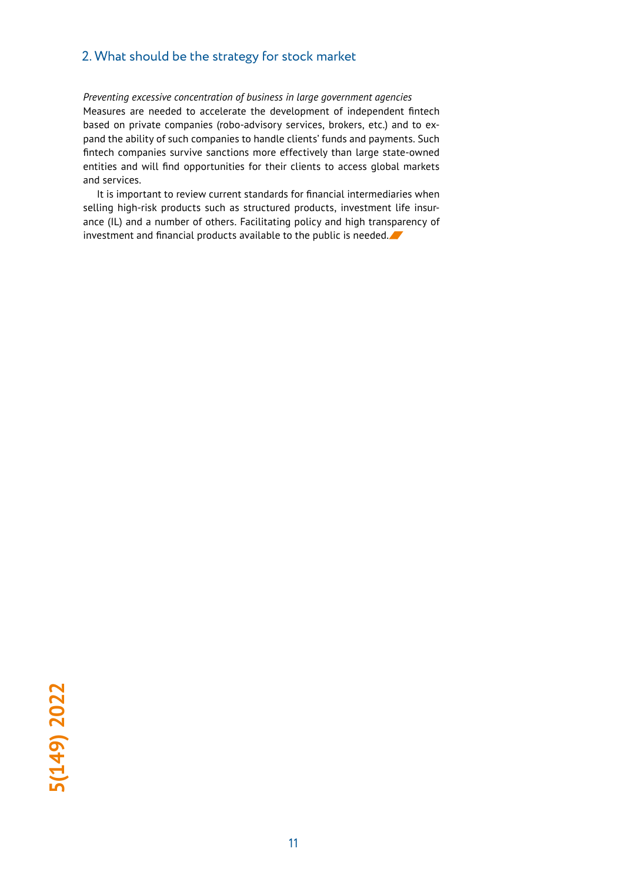## 2. What should be the strategy for stock market

*Preventing excessive concentration of business in large government agencies*

Measures are needed to accelerate the development of independent fintech based on private companies (robo-advisory services, brokers, etc.) and to expand the ability of such companies to handle clients' funds and payments. Such fintech companies survive sanctions more effectively than large state-owned entities and will find opportunities for their clients to access global markets and services.

It is important to review current standards for financial intermediaries when selling high-risk products such as structured products, investment life insurance (IL) and a number of others. Facilitating policy and high transparency of investment and financial products available to the public is needed.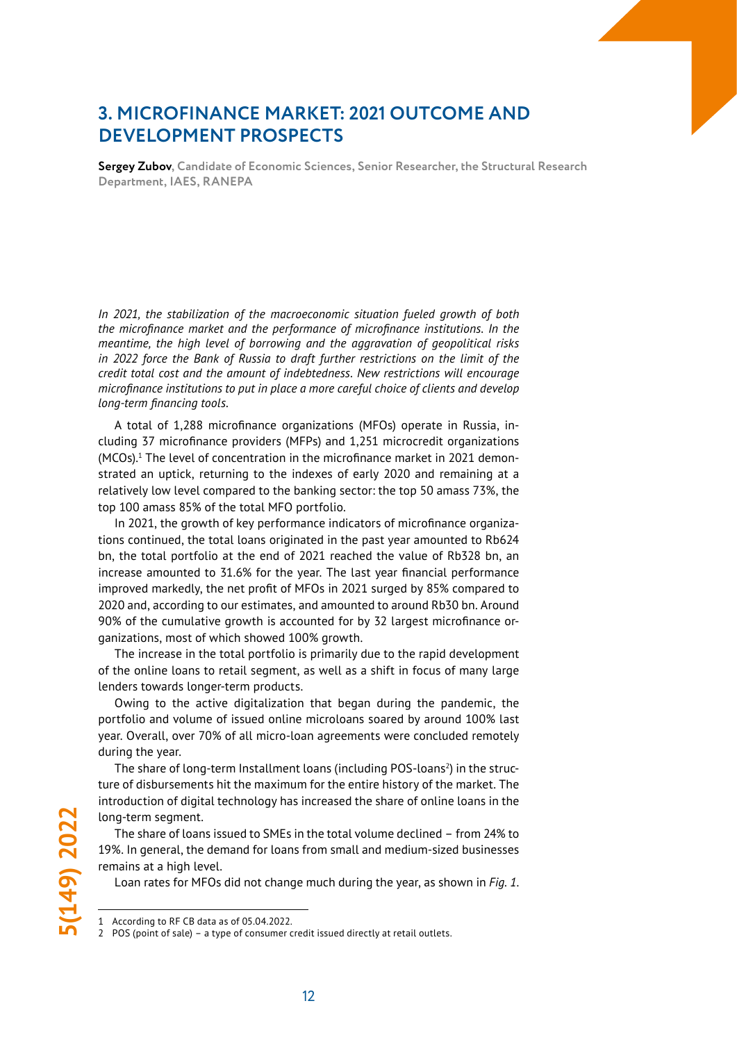# 3. MICROFINANCE MARKET: 2021 OUTCOME AND DEVELOPMENT PROSPECTS

**Sergey Zubov**, Candidate of Economic Sciences, Senior Researcher, the Structural Research Department, IAES, RANEPA

*In 2021, the stabilization of the macroeconomic situation fueled growth of both the microfinance market and the performance of microfinance institutions. In the meantime, the high level of borrowing and the aggravation of geopolitical risks in 2022 force the Bank of Russia to draft further restrictions on the limit of the credit total cost and the amount of indebtedness. New restrictions will encourage microfinance institutions to put in place a more careful choice of clients and develop long-term financing tools.*

A total of 1,288 microfinance organizations (MFOs) operate in Russia, including 37 microfinance providers (MFPs) and 1,251 microcredit organizations (MCOs).[1] The level of concentration in the microfinance market in 2021 demonstrated an uptick, returning to the indexes of early 2020 and remaining at a relatively low level compared to the banking sector: the top 50 amass 73%, the top 100 amass 85% of the total MFO portfolio.

In 2021, the growth of key performance indicators of microfinance organizations continued, the total loans originated in the past year amounted to Rb624 bn, the total portfolio at the end of 2021 reached the value of Rb328 bn, an increase amounted to 31.6% for the year. The last year financial performance improved markedly, the net profit of MFOs in 2021 surged by 85% compared to 2020 and, according to our estimates, and amounted to around Rb30 bn. Around 90% of the cumulative growth is accounted for by 32 largest microfinance organizations, most of which showed 100% growth.

The increase in the total portfolio is primarily due to the rapid development of the online loans to retail segment, as well as a shift in focus of many large lenders towards longer-term products.

Owing to the active digitalization that began during the pandemic, the portfolio and volume of issued online microloans soared by around 100% last year. Overall, over 70% of all micro-loan agreements were concluded remotely during the year.

The share of long-term Installment loans (including POS-loans[2]) in the structure of disbursements hit the maximum for the entire history of the market. The introduction of digital technology has increased the share of online loans in the long-term segment.

The share of loans issued to SMEs in the total volume declined – from 24% to 19%. In general, the demand for loans from small and medium-sized businesses remains at a high level.

Loan rates for MFOs did not change much during the year, as shown in *Fig. 1*.

---

1 According to RF CB data as of 05.04.2022.

2 POS (point of sale) – a type of consumer credit issued directly at retail outlets.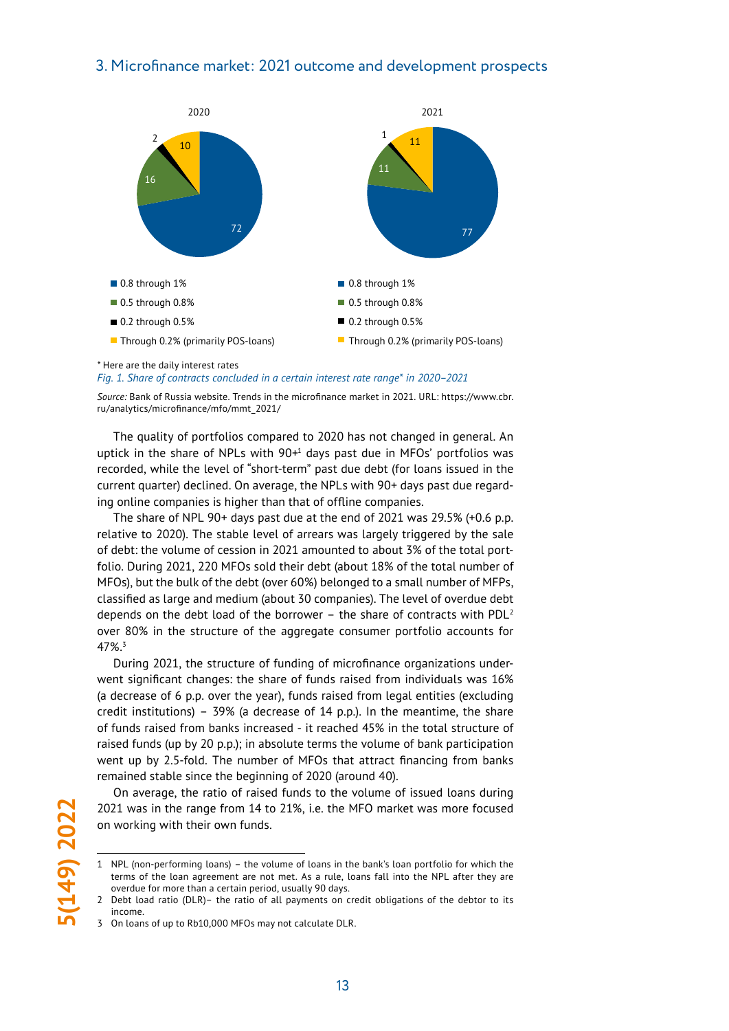## 3. Microfinance market: 2021 outcome and development prospects

2020

2

10

16

72

2021

1

11

11

77

0.8 through 1%

0.5 through 0.8%

0.2 through 0.5%

Through 0.2% (primarily POS-loans)

0.8 through 1%

0.5 through 0.8%

0.2 through 0.5%

Through 0.2% (primarily POS-loans)

\* Here are the daily interest rates

*Fig. 1. Share of contracts concluded in a certain interest rate range\* in 2020–2021*

*Source:* Bank of Russia website. Trends in the microfinance market in 2021. URL: https://www.cbr.ru/analytics/microfinance/mfo/mmt_2021/

The quality of portfolios compared to 2020 has not changed in general. An uptick in the share of NPLs with 90+[1] days past due in MFOs' portfolios was recorded, while the level of "short-term" past due debt (for loans issued in the current quarter) declined. On average, the NPLs with 90+ days past due regarding online companies is higher than that of offline companies.

The share of NPL 90+ days past due at the end of 2021 was 29.5% (+0.6 p.p. relative to 2020). The stable level of arrears was largely triggered by the sale of debt: the volume of cession in 2021 amounted to about 3% of the total portfolio. During 2021, 220 MFOs sold their debt (about 18% of the total number of MFOs), but the bulk of the debt (over 60%) belonged to a small number of MFPs, classified as large and medium (about 30 companies). The level of overdue debt depends on the debt load of the borrower – the share of contracts with PDL[2] over 80% in the structure of the aggregate consumer portfolio accounts for 47%.[3]

During 2021, the structure of funding of microfinance organizations underwent significant changes: the share of funds raised from individuals was 16% (a decrease of 6 p.p. over the year), funds raised from legal entities (excluding credit institutions) – 39% (a decrease of 14 p.p.). In the meantime, the share of funds raised from banks increased - it reached 45% in the total structure of raised funds (up by 20 p.p.); in absolute terms the volume of bank participation went up by 2.5-fold. The number of MFOs that attract financing from banks remained stable since the beginning of 2020 (around 40).

On average, the ratio of raised funds to the volume of issued loans during 2021 was in the range from 14 to 21%, i.e. the MFO market was more focused on working with their own funds.

---

1 NPL (non-performing loans) – the volume of loans in the bank's loan portfolio for which the terms of the loan agreement are not met. As a rule, loans fall into the NPL after they are overdue for more than a certain period, usually 90 days.

2 Debt load ratio (DLR)– the ratio of all payments on credit obligations of the debtor to its income.

3 On loans of up to Rb10,000 MFOs may not calculate DLR.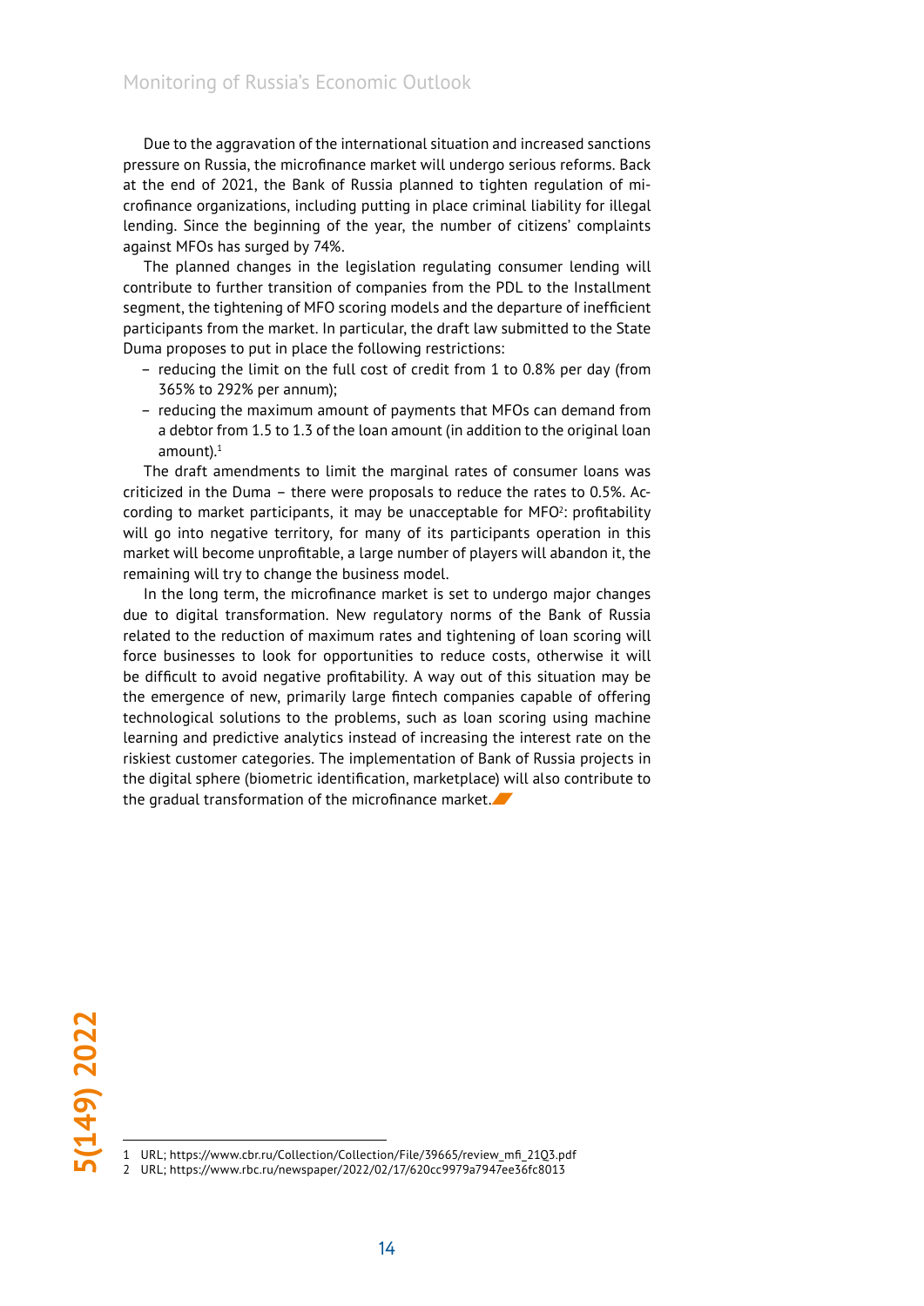Due to the aggravation of the international situation and increased sanctions pressure on Russia, the microfinance market will undergo serious reforms. Back at the end of 2021, the Bank of Russia planned to tighten regulation of microfinance organizations, including putting in place criminal liability for illegal lending. Since the beginning of the year, the number of citizens' complaints against MFOs has surged by 74%.

The planned changes in the legislation regulating consumer lending will contribute to further transition of companies from the PDL to the Installment segment, the tightening of MFO scoring models and the departure of inefficient participants from the market. In particular, the draft law submitted to the State Duma proposes to put in place the following restrictions:

- reducing the limit on the full cost of credit from 1 to 0.8% per day (from 365% to 292% per annum);
- reducing the maximum amount of payments that MFOs can demand from a debtor from 1.5 to 1.3 of the loan amount (in addition to the original loan amount).[1]

The draft amendments to limit the marginal rates of consumer loans was criticized in the Duma – there were proposals to reduce the rates to 0.5%. According to market participants, it may be unacceptable for MFO[2]: profitability will go into negative territory, for many of its participants operation in this market will become unprofitable, a large number of players will abandon it, the remaining will try to change the business model.

In the long term, the microfinance market is set to undergo major changes due to digital transformation. New regulatory norms of the Bank of Russia related to the reduction of maximum rates and tightening of loan scoring will force businesses to look for opportunities to reduce costs, otherwise it will be difficult to avoid negative profitability. A way out of this situation may be the emergence of new, primarily large fintech companies capable of offering technological solutions to the problems, such as loan scoring using machine learning and predictive analytics instead of increasing the interest rate on the riskiest customer categories. The implementation of Bank of Russia projects in the digital sphere (biometric identification, marketplace) will also contribute to the gradual transformation of the microfinance market.

---

1 URL; https://www.cbr.ru/Collection/Collection/File/39665/review_mfi_21Q3.pdf

2 URL; https://www.rbc.ru/newspaper/2022/02/17/620cc9979a7947ee36fc8013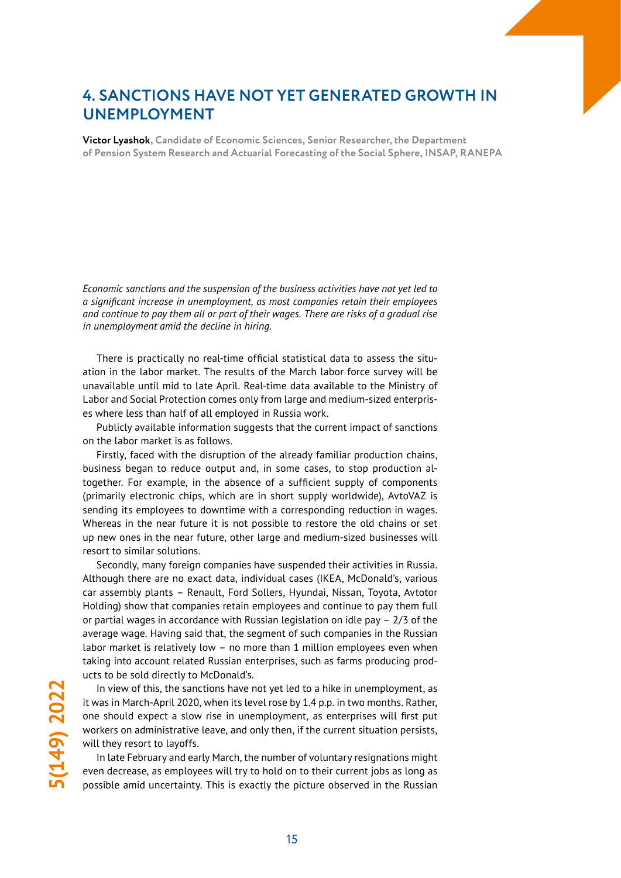## 4. SANCTIONS HAVE NOT YET GENERATED GROWTH IN UNEMPLOYMENT

**Victor Lyashok**, Candidate of Economic Sciences, Senior Researcher, the Department of Pension System Research and Actuarial Forecasting of the Social Sphere, INSAP, RANEPA

*Economic sanctions and the suspension of the business activities have not yet led to a significant increase in unemployment, as most companies retain their employees and continue to pay them all or part of their wages. There are risks of a gradual rise in unemployment amid the decline in hiring.*

There is practically no real-time official statistical data to assess the situation in the labor market. The results of the March labor force survey will be unavailable until mid to late April. Real-time data available to the Ministry of Labor and Social Protection comes only from large and medium-sized enterprises where less than half of all employed in Russia work.

Publicly available information suggests that the current impact of sanctions on the labor market is as follows.

Firstly, faced with the disruption of the already familiar production chains, business began to reduce output and, in some cases, to stop production altogether. For example, in the absence of a sufficient supply of components (primarily electronic chips, which are in short supply worldwide), AvtoVAZ is sending its employees to downtime with a corresponding reduction in wages. Whereas in the near future it is not possible to restore the old chains or set up new ones in the near future, other large and medium-sized businesses will resort to similar solutions.

Secondly, many foreign companies have suspended their activities in Russia. Although there are no exact data, individual cases (IKEA, McDonald's, various car assembly plants – Renault, Ford Sollers, Hyundai, Nissan, Toyota, Avtotor Holding) show that companies retain employees and continue to pay them full or partial wages in accordance with Russian legislation on idle pay – 2/3 of the average wage. Having said that, the segment of such companies in the Russian labor market is relatively low – no more than 1 million employees even when taking into account related Russian enterprises, such as farms producing products to be sold directly to McDonald's.

In view of this, the sanctions have not yet led to a hike in unemployment, as it was in March-April 2020, when its level rose by 1.4 p.p. in two months. Rather, one should expect a slow rise in unemployment, as enterprises will first put workers on administrative leave, and only then, if the current situation persists, will they resort to layoffs.

In late February and early March, the number of voluntary resignations might even decrease, as employees will try to hold on to their current jobs as long as possible amid uncertainty. This is exactly the picture observed in the Russian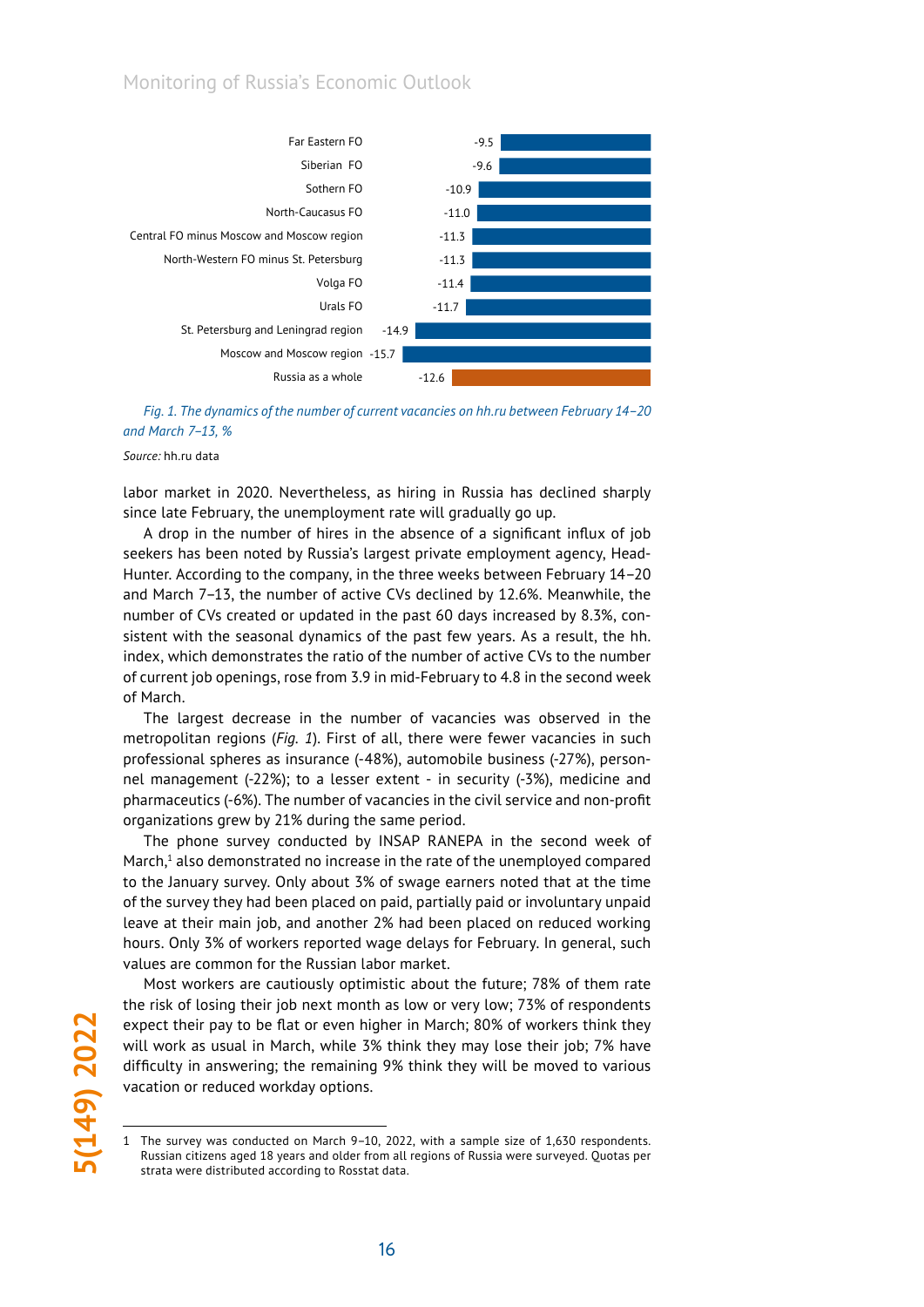Far Eastern FO -9.5
Siberian FO -9.6
Sothern FO -10.9
North-Caucasus FO -11.0
Central FO minus Moscow and Moscow region -11.3
North-Western FO minus St. Petersburg -11.3
Volga FO -11.4
Urals FO -11.7
St. Petersburg and Leningrad region -14.9
Moscow and Moscow region -15.7
Russia as a whole -12.6

*Fig. 1. The dynamics of the number of current vacancies on hh.ru between February 14–20 and March 7–13, %*

*Source:* hh.ru data

labor market in 2020. Nevertheless, as hiring in Russia has declined sharply since late February, the unemployment rate will gradually go up.

A drop in the number of hires in the absence of a significant influx of job seekers has been noted by Russia's largest private employment agency, HeadHunter. According to the company, in the three weeks between February 14–20 and March 7–13, the number of active CVs declined by 12.6%. Meanwhile, the number of CVs created or updated in the past 60 days increased by 8.3%, consistent with the seasonal dynamics of the past few years. As a result, the hh. index, which demonstrates the ratio of the number of active CVs to the number of current job openings, rose from 3.9 in mid-February to 4.8 in the second week of March.

The largest decrease in the number of vacancies was observed in the metropolitan regions (*Fig. 1*). First of all, there were fewer vacancies in such professional spheres as insurance (-48%), automobile business (-27%), personnel management (-22%); to a lesser extent - in security (-3%), medicine and pharmaceutics (-6%). The number of vacancies in the civil service and non-profit organizations grew by 21% during the same period.

The phone survey conducted by INSAP RANEPA in the second week of March,[1] also demonstrated no increase in the rate of the unemployed compared to the January survey. Only about 3% of swage earners noted that at the time of the survey they had been placed on paid, partially paid or involuntary unpaid leave at their main job, and another 2% had been placed on reduced working hours. Only 3% of workers reported wage delays for February. In general, such values are common for the Russian labor market.

Most workers are cautiously optimistic about the future; 78% of them rate the risk of losing their job next month as low or very low; 73% of respondents expect their pay to be flat or even higher in March; 80% of workers think they will work as usual in March, while 3% think they may lose their job; 7% have difficulty in answering; the remaining 9% think they will be moved to various vacation or reduced workday options.

---

1 The survey was conducted on March 9–10, 2022, with a sample size of 1,630 respondents. Russian citizens aged 18 years and older from all regions of Russia were surveyed. Quotas per strata were distributed according to Rosstat data.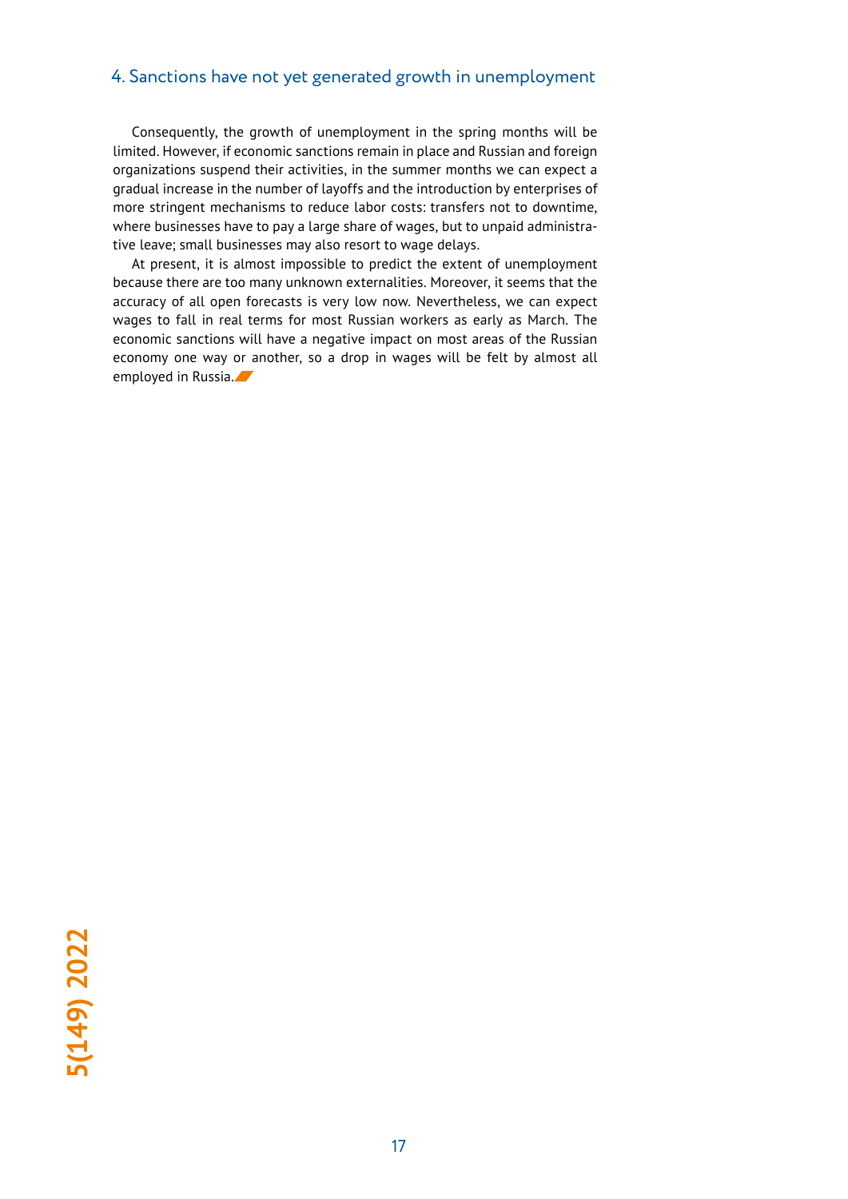## 4. Sanctions have not yet generated growth in unemployment

Consequently, the growth of unemployment in the spring months will be limited. However, if economic sanctions remain in place and Russian and foreign organizations suspend their activities, in the summer months we can expect a gradual increase in the number of layoffs and the introduction by enterprises of more stringent mechanisms to reduce labor costs: transfers not to downtime, where businesses have to pay a large share of wages, but to unpaid administrative leave; small businesses may also resort to wage delays.

At present, it is almost impossible to predict the extent of unemployment because there are too many unknown externalities. Moreover, it seems that the accuracy of all open forecasts is very low now. Nevertheless, we can expect wages to fall in real terms for most Russian workers as early as March. The economic sanctions will have a negative impact on most areas of the Russian economy one way or another, so a drop in wages will be felt by almost all employed in Russia.